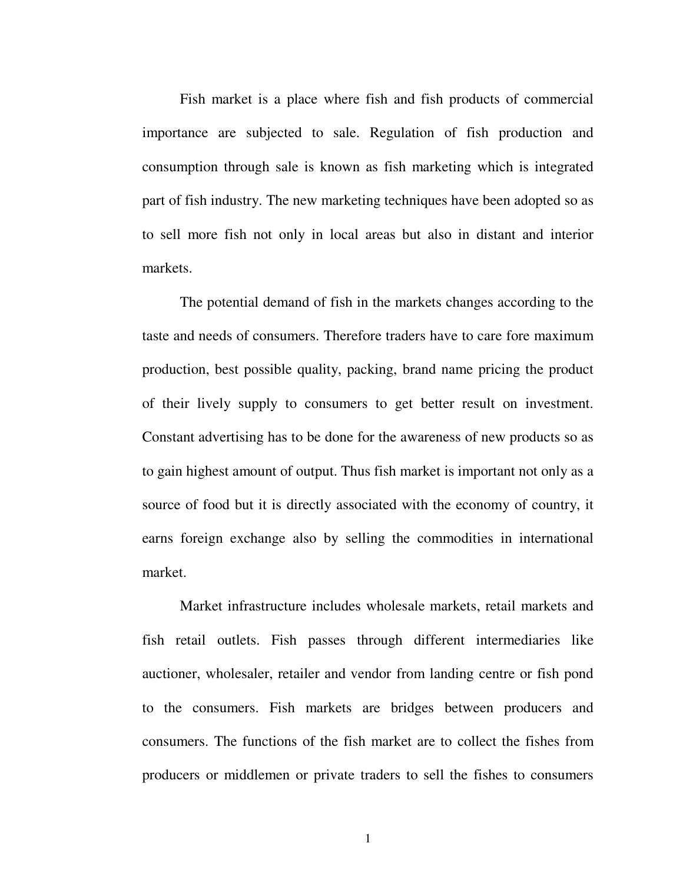Fish market is a place where fish and fish products of commercial importance are subjected to sale. Regulation of fish production and consumption through sale is known as fish marketing which is integrated part of fish industry. The new marketing techniques have been adopted so as to sell more fish not only in local areas but also in distant and interior markets.

The potential demand of fish in the markets changes according to the taste and needs of consumers. Therefore traders have to care fore maximum production, best possible quality, packing, brand name pricing the product of their lively supply to consumers to get better result on investment. Constant advertising has to be done for the awareness of new products so as to gain highest amount of output. Thus fish market is important not only as a source of food but it is directly associated with the economy of country, it earns foreign exchange also by selling the commodities in international market.

Market infrastructure includes wholesale markets, retail markets and fish retail outlets. Fish passes through different intermediaries like auctioner, wholesaler, retailer and vendor from landing centre or fish pond to the consumers. Fish markets are bridges between producers and consumers. The functions of the fish market are to collect the fishes from producers or middlemen or private traders to sell the fishes to consumers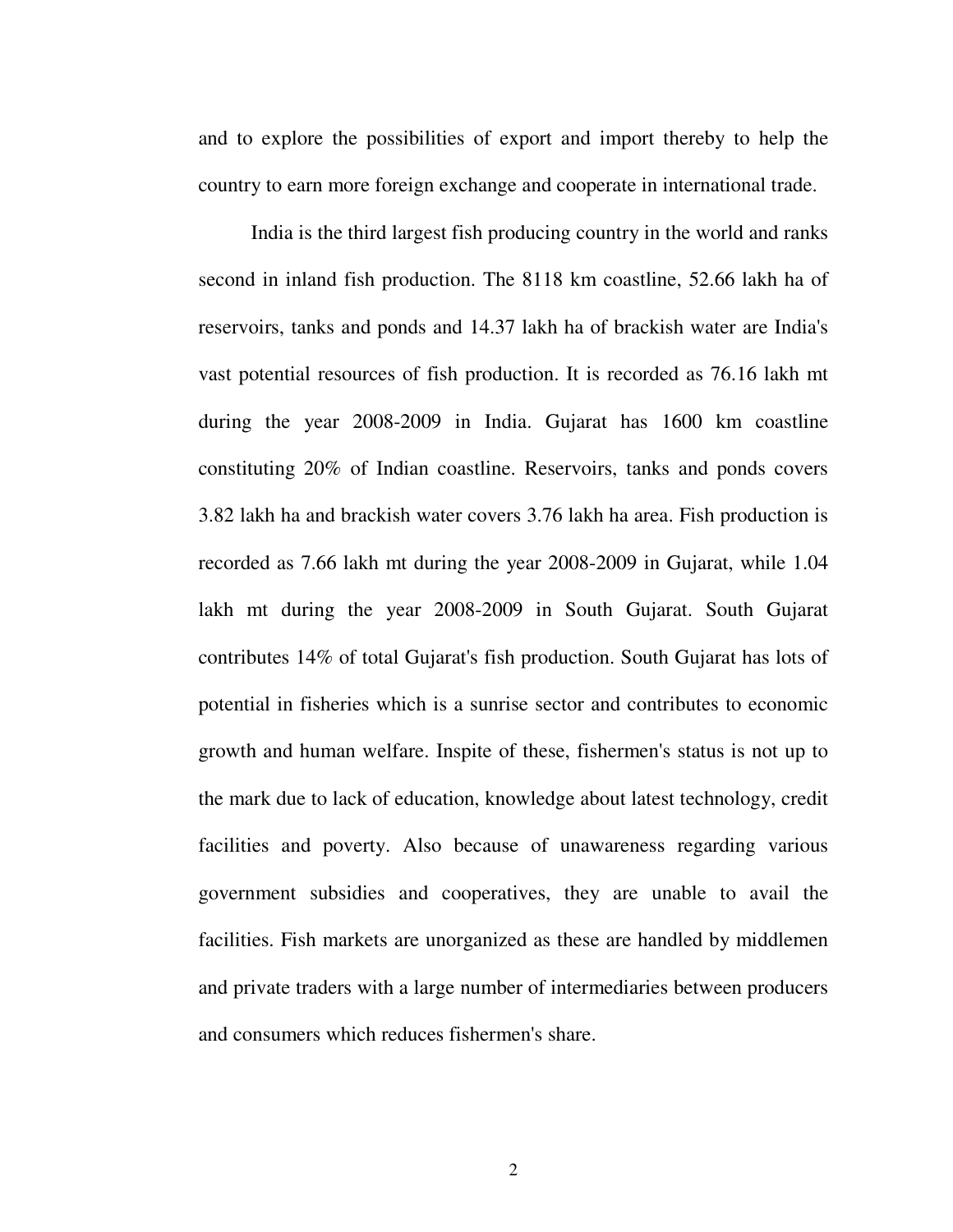and to explore the possibilities of export and import thereby to help the country to earn more foreign exchange and cooperate in international trade.

India is the third largest fish producing country in the world and ranks second in inland fish production. The 8118 km coastline, 52.66 lakh ha of reservoirs, tanks and ponds and 14.37 lakh ha of brackish water are India's vast potential resources of fish production. It is recorded as 76.16 lakh mt during the year 2008-2009 in India. Gujarat has 1600 km coastline constituting 20% of Indian coastline. Reservoirs, tanks and ponds covers 3.82 lakh ha and brackish water covers 3.76 lakh ha area. Fish production is recorded as 7.66 lakh mt during the year 2008-2009 in Gujarat, while 1.04 lakh mt during the year 2008-2009 in South Gujarat. South Gujarat contributes 14% of total Gujarat's fish production. South Gujarat has lots of potential in fisheries which is a sunrise sector and contributes to economic growth and human welfare. Inspite of these, fishermen's status is not up to the mark due to lack of education, knowledge about latest technology, credit facilities and poverty. Also because of unawareness regarding various government subsidies and cooperatives, they are unable to avail the facilities. Fish markets are unorganized as these are handled by middlemen and private traders with a large number of intermediaries between producers and consumers which reduces fishermen's share.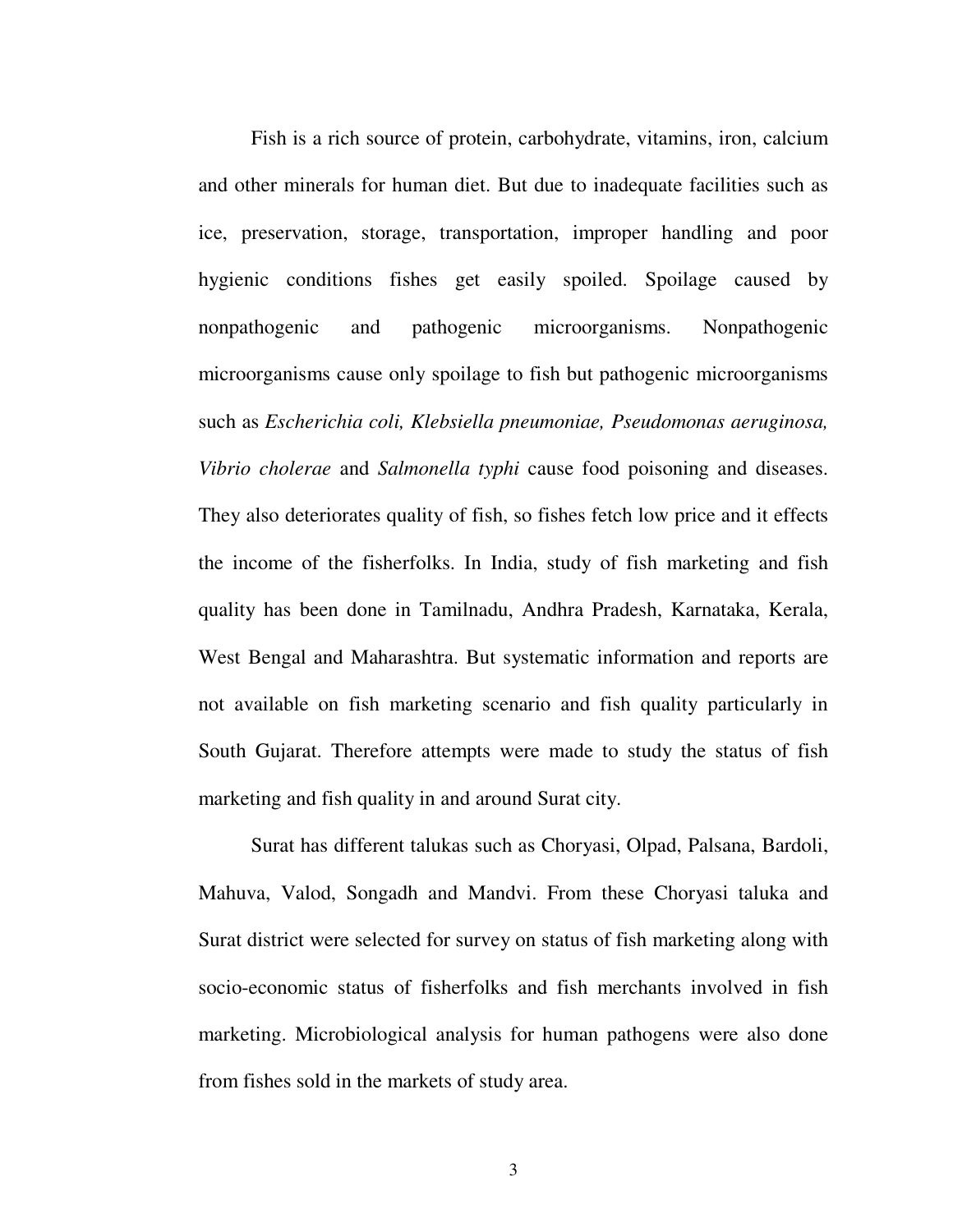Fish is a rich source of protein, carbohydrate, vitamins, iron, calcium and other minerals for human diet. But due to inadequate facilities such as ice, preservation, storage, transportation, improper handling and poor hygienic conditions fishes get easily spoiled. Spoilage caused by nonpathogenic and pathogenic microorganisms. Nonpathogenic microorganisms cause only spoilage to fish but pathogenic microorganisms such as *Escherichia coli, Klebsiella pneumoniae, Pseudomonas aeruginosa, Vibrio cholerae* and *Salmonella typhi* cause food poisoning and diseases. They also deteriorates quality of fish, so fishes fetch low price and it effects the income of the fisherfolks. In India, study of fish marketing and fish quality has been done in Tamilnadu, Andhra Pradesh, Karnataka, Kerala, West Bengal and Maharashtra. But systematic information and reports are not available on fish marketing scenario and fish quality particularly in South Gujarat. Therefore attempts were made to study the status of fish marketing and fish quality in and around Surat city.

Surat has different talukas such as Choryasi, Olpad, Palsana, Bardoli, Mahuva, Valod, Songadh and Mandvi. From these Choryasi taluka and Surat district were selected for survey on status of fish marketing along with socio-economic status of fisherfolks and fish merchants involved in fish marketing. Microbiological analysis for human pathogens were also done from fishes sold in the markets of study area.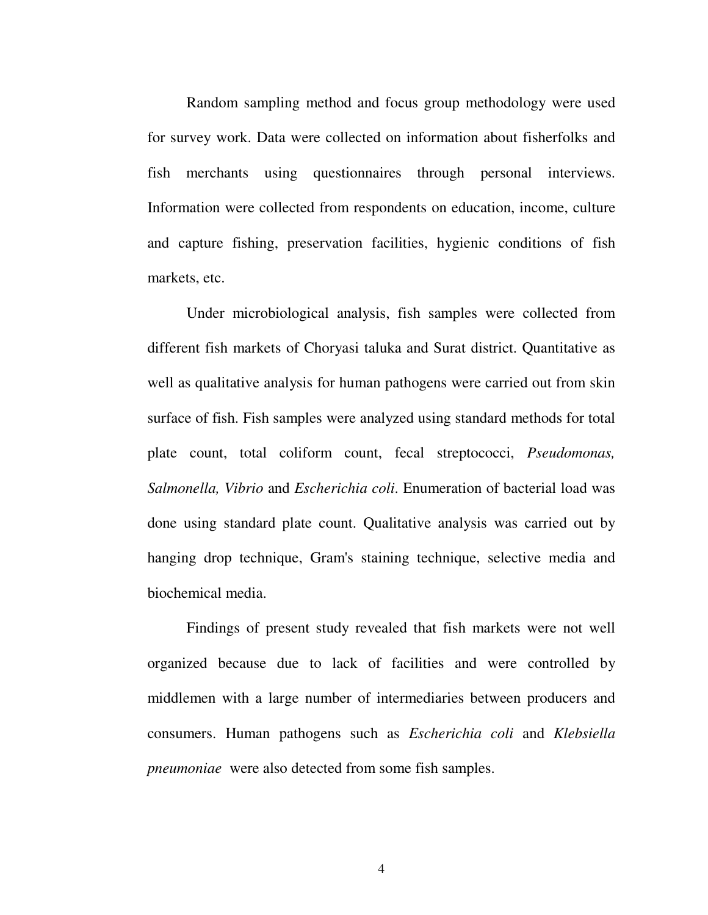Random sampling method and focus group methodology were used for survey work. Data were collected on information about fisherfolks and fish merchants using questionnaires through personal interviews. Information were collected from respondents on education, income, culture and capture fishing, preservation facilities, hygienic conditions of fish markets, etc.

Under microbiological analysis, fish samples were collected from different fish markets of Choryasi taluka and Surat district. Quantitative as well as qualitative analysis for human pathogens were carried out from skin surface of fish. Fish samples were analyzed using standard methods for total plate count, total coliform count, fecal streptococci, *Pseudomonas, Salmonella, Vibrio* and *Escherichia coli*. Enumeration of bacterial load was done using standard plate count. Qualitative analysis was carried out by hanging drop technique, Gram's staining technique, selective media and biochemical media.

Findings of present study revealed that fish markets were not well organized because due to lack of facilities and were controlled by middlemen with a large number of intermediaries between producers and consumers. Human pathogens such as *Escherichia coli* and *Klebsiella pneumoniae* were also detected from some fish samples.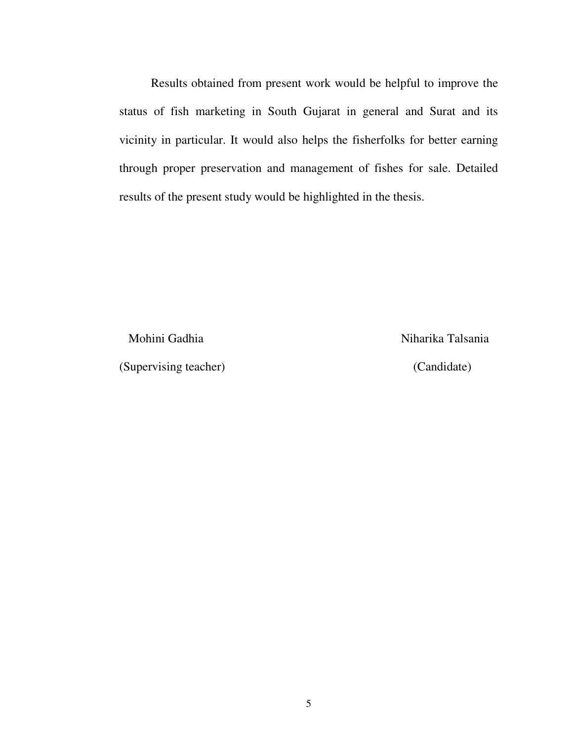Results obtained from present work would be helpful to improve the status of fish marketing in South Gujarat in general and Surat and its vicinity in particular. It would also helps the fisherfolks for better earning through proper preservation and management of fishes for sale. Detailed results of the present study would be highlighted in the thesis.

| | |
|---|---|
| Mohini Gadhia | Niharika Talsania |
| (Supervising teacher) | (Candidate) |